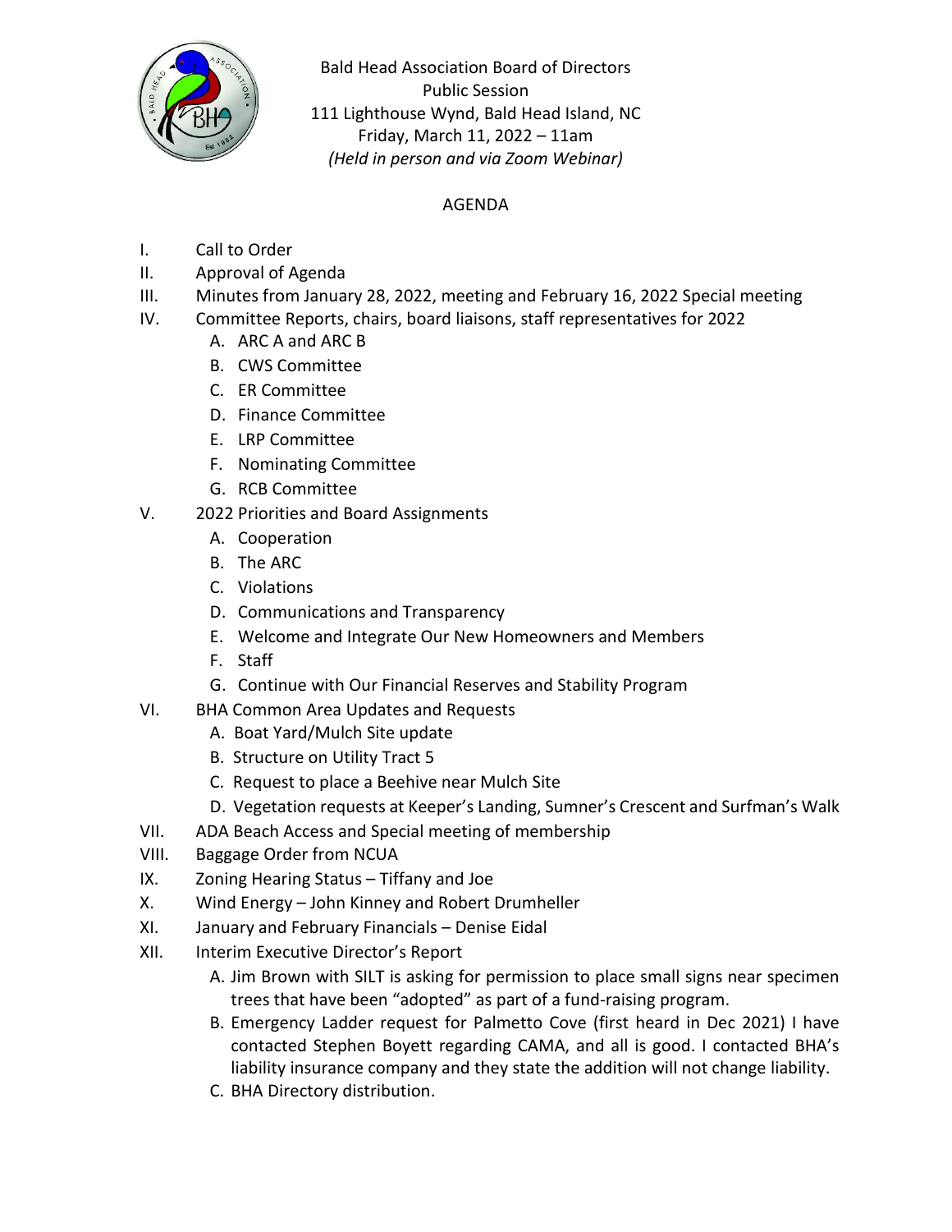Bald Head Association Board of Directors
Public Session
111 Lighthouse Wynd, Bald Head Island, NC
Friday, March 11, 2022 – 11am
*(Held in person and via Zoom Webinar)*

## AGENDA

I. Call to Order

II. Approval of Agenda

III. Minutes from January 28, 2022, meeting and February 16, 2022 Special meeting

IV. Committee Reports, chairs, board liaisons, staff representatives for 2022
   - A. ARC A and ARC B
   - B. CWS Committee
   - C. ER Committee
   - D. Finance Committee
   - E. LRP Committee
   - F. Nominating Committee
   - G. RCB Committee

V. 2022 Priorities and Board Assignments
   - A. Cooperation
   - B. The ARC
   - C. Violations
   - D. Communications and Transparency
   - E. Welcome and Integrate Our New Homeowners and Members
   - F. Staff
   - G. Continue with Our Financial Reserves and Stability Program

VI. BHA Common Area Updates and Requests
   - A. Boat Yard/Mulch Site update
   - B. Structure on Utility Tract 5
   - C. Request to place a Beehive near Mulch Site
   - D. Vegetation requests at Keeper's Landing, Sumner's Crescent and Surfman's Walk

VII. ADA Beach Access and Special meeting of membership

VIII. Baggage Order from NCUA

IX. Zoning Hearing Status – Tiffany and Joe

X. Wind Energy – John Kinney and Robert Drumheller

XI. January and February Financials – Denise Eidal

XII. Interim Executive Director's Report
   - A. Jim Brown with SILT is asking for permission to place small signs near specimen trees that have been "adopted" as part of a fund-raising program.
   - B. Emergency Ladder request for Palmetto Cove (first heard in Dec 2021) I have contacted Stephen Boyett regarding CAMA, and all is good. I contacted BHA's liability insurance company and they state the addition will not change liability.
   - C. BHA Directory distribution.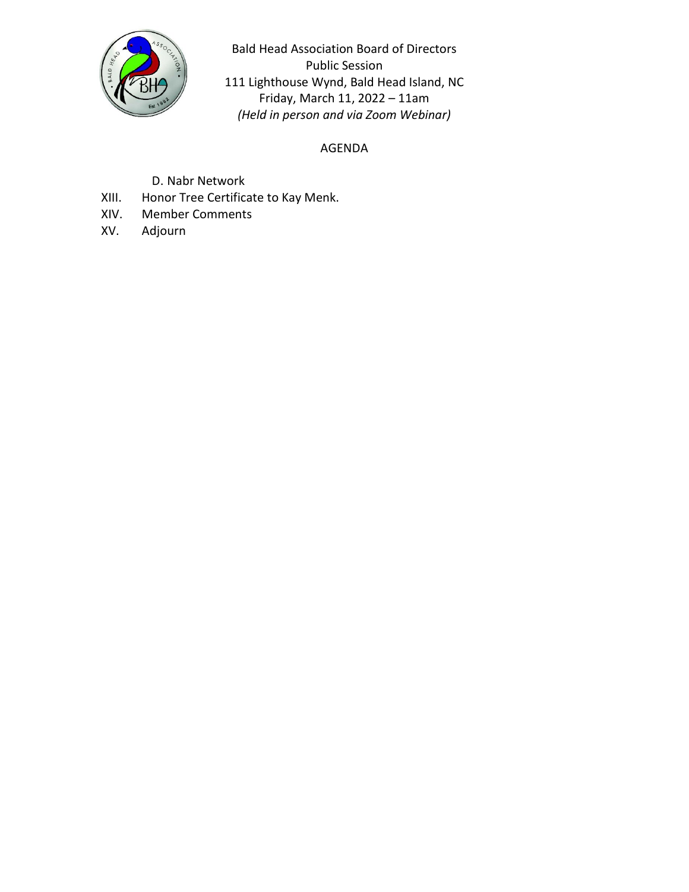Bald Head Association Board of Directors
Public Session
111 Lighthouse Wynd, Bald Head Island, NC
Friday, March 11, 2022 – 11am
*(Held in person and via Zoom Webinar)*

AGENDA

D. Nabr Network

XIII. Honor Tree Certificate to Kay Menk.

XIV. Member Comments

XV. Adjourn